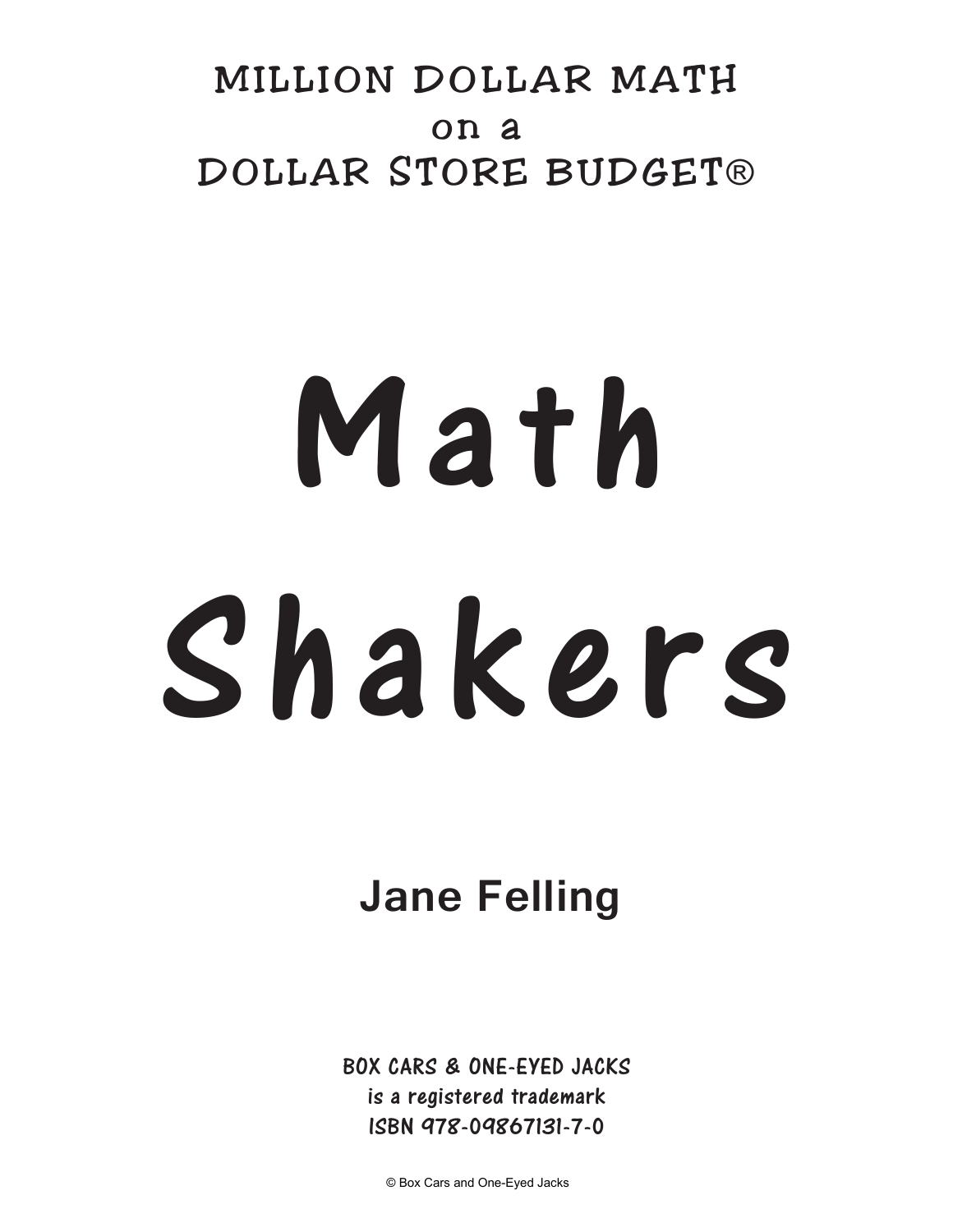MILLION DOLLAR MATH
on a
DOLLAR STORE BUDGET®

# Math Shakers

**Jane Felling**

BOX CARS & ONE-EYED JACKS
is a registered trademark
ISBN 978-09867131-7-0

© Box Cars and One-Eyed Jacks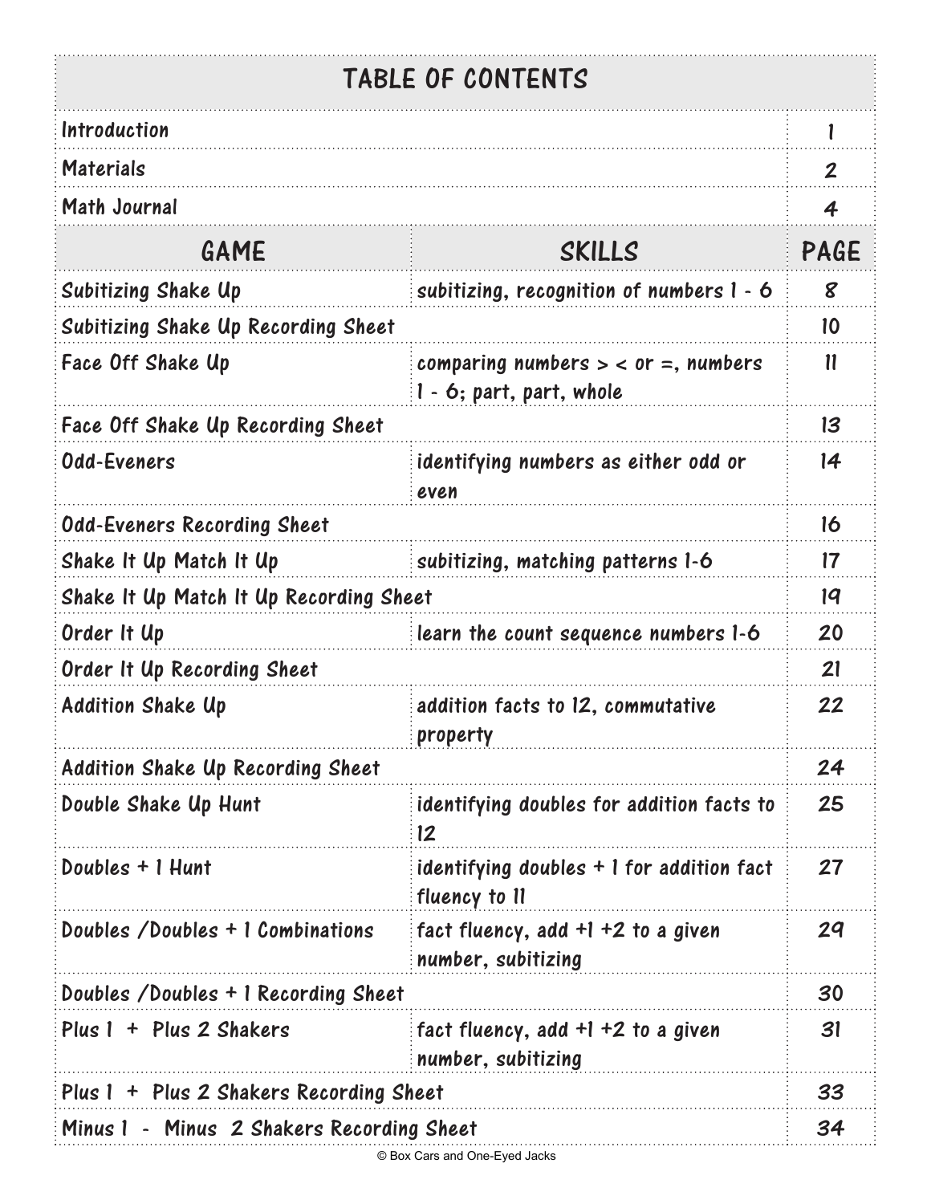# TABLE OF CONTENTS

| | | |
|---|---|---|
| Introduction | | 1 |
| Materials | | 2 |
| Math Journal | | 4 |
| **GAME** | **SKILLS** | **PAGE** |
| Subitizing Shake Up | subitizing, recognition of numbers 1 - 6 | 8 |
| Subitizing Shake Up Recording Sheet | | 10 |
| Face Off Shake Up | comparing numbers > < or =, numbers 1 - 6; part, part, whole | 11 |
| Face Off Shake Up Recording Sheet | | 13 |
| Odd-Eveners | identifying numbers as either odd or even | 14 |
| Odd-Eveners Recording Sheet | | 16 |
| Shake It Up Match It Up | subitizing, matching patterns 1-6 | 17 |
| Shake It Up Match It Up Recording Sheet | | 19 |
| Order It Up | learn the count sequence numbers 1-6 | 20 |
| Order It Up Recording Sheet | | 21 |
| Addition Shake Up | addition facts to 12, commutative property | 22 |
| Addition Shake Up Recording Sheet | | 24 |
| Double Shake Up Hunt | identifying doubles for addition facts to 12 | 25 |
| Doubles + 1 Hunt | identifying doubles + 1 for addition fact fluency to 11 | 27 |
| Doubles /Doubles + 1 Combinations | fact fluency, add +1 +2 to a given number, subitizing | 29 |
| Doubles /Doubles + 1 Recording Sheet | | 30 |
| Plus 1 + Plus 2 Shakers | fact fluency, add +1 +2 to a given number, subitizing | 31 |
| Plus 1 + Plus 2 Shakers Recording Sheet | | 33 |
| Minus 1 - Minus 2 Shakers Recording Sheet | | 34 |

© Box Cars and One-Eyed Jacks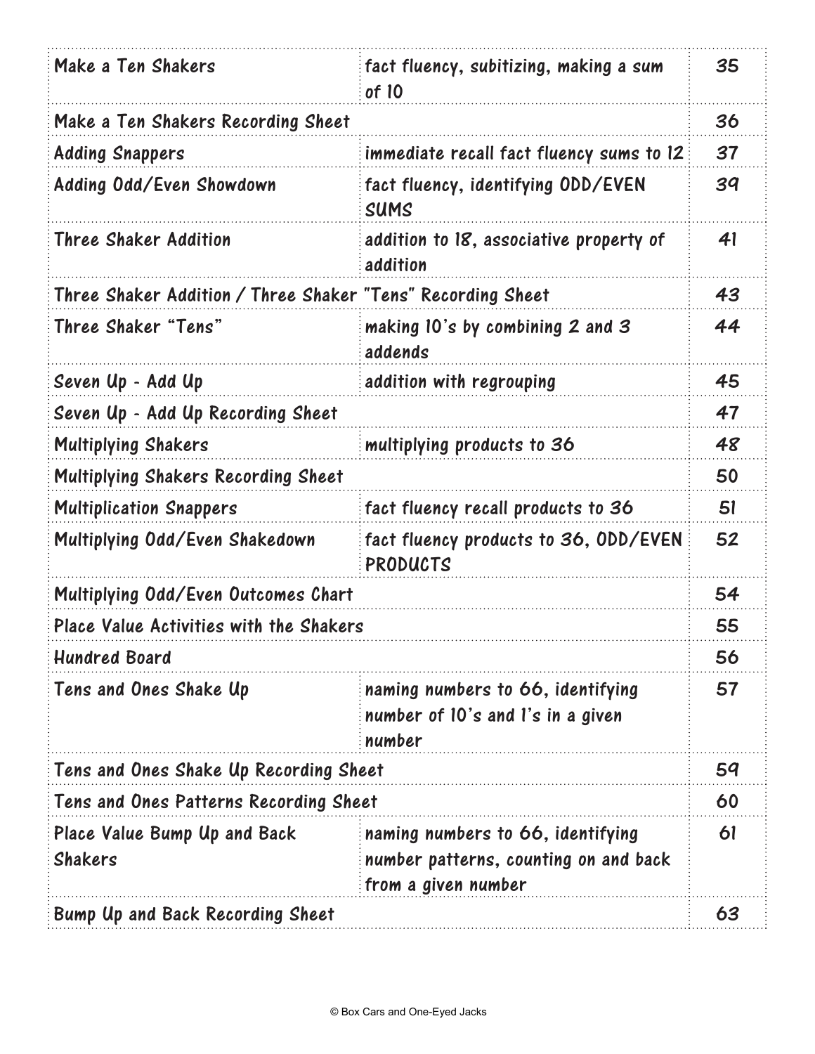| | | |
|---|---|---|
| Make a Ten Shakers | fact fluency, subitizing, making a sum of 10 | 35 |
| Make a Ten Shakers Recording Sheet | | 36 |
| Adding Snappers | immediate recall fact fluency sums to 12 | 37 |
| Adding Odd/Even Showdown | fact fluency, identifying ODD/EVEN SUMS | 39 |
| Three Shaker Addition | addition to 18, associative property of addition | 41 |
| Three Shaker Addition / Three Shaker "Tens" Recording Sheet | | 43 |
| Three Shaker "Tens" | making 10's by combining 2 and 3 addends | 44 |
| Seven Up - Add Up | addition with regrouping | 45 |
| Seven Up - Add Up Recording Sheet | | 47 |
| Multiplying Shakers | multiplying products to 36 | 48 |
| Multiplying Shakers Recording Sheet | | 50 |
| Multiplication Snappers | fact fluency recall products to 36 | 51 |
| Multiplying Odd/Even Shakedown | fact fluency products to 36, ODD/EVEN PRODUCTS | 52 |
| Multiplying Odd/Even Outcomes Chart | | 54 |
| Place Value Activities with the Shakers | | 55 |
| Hundred Board | | 56 |
| Tens and Ones Shake Up | naming numbers to 66, identifying number of 10's and 1's in a given number | 57 |
| Tens and Ones Shake Up Recording Sheet | | 59 |
| Tens and Ones Patterns Recording Sheet | | 60 |
| Place Value Bump Up and Back Shakers | naming numbers to 66, identifying number patterns, counting on and back from a given number | 61 |
| Bump Up and Back Recording Sheet | | 63 |

© Box Cars and One-Eyed Jacks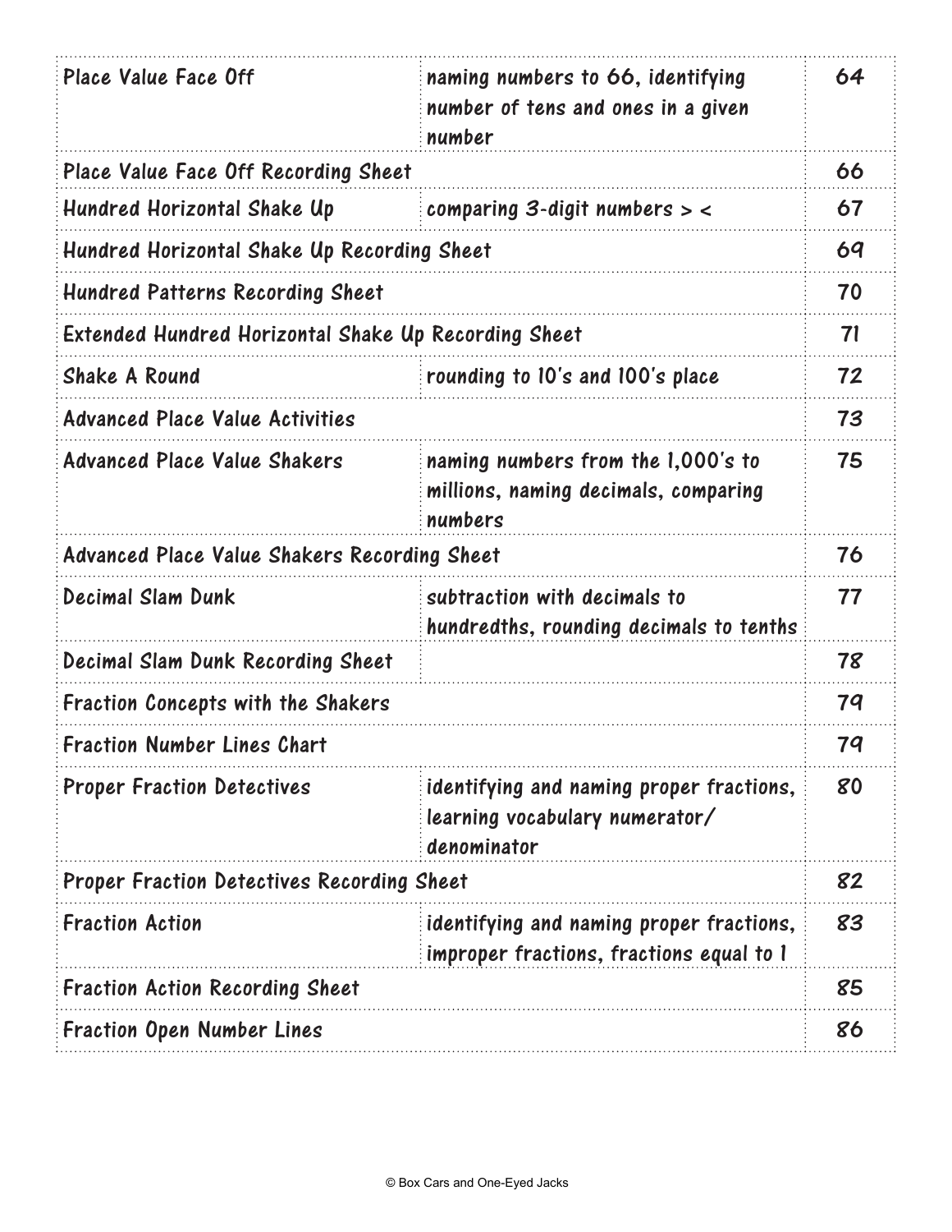| | | |
|---|---|---|
| Place Value Face Off | naming numbers to 66, identifying number of tens and ones in a given number | 64 |
| Place Value Face Off Recording Sheet | | 66 |
| Hundred Horizontal Shake Up | comparing 3-digit numbers > < | 67 |
| Hundred Horizontal Shake Up Recording Sheet | | 69 |
| Hundred Patterns Recording Sheet | | 70 |
| Extended Hundred Horizontal Shake Up Recording Sheet | | 71 |
| Shake A Round | rounding to 10's and 100's place | 72 |
| Advanced Place Value Activities | | 73 |
| Advanced Place Value Shakers | naming numbers from the 1,000's to millions, naming decimals, comparing numbers | 75 |
| Advanced Place Value Shakers Recording Sheet | | 76 |
| Decimal Slam Dunk | subtraction with decimals to hundredths, rounding decimals to tenths | 77 |
| Decimal Slam Dunk Recording Sheet | | 78 |
| Fraction Concepts with the Shakers | | 79 |
| Fraction Number Lines Chart | | 79 |
| Proper Fraction Detectives | identifying and naming proper fractions, learning vocabulary numerator/ denominator | 80 |
| Proper Fraction Detectives Recording Sheet | | 82 |
| Fraction Action | identifying and naming proper fractions, improper fractions, fractions equal to 1 | 83 |
| Fraction Action Recording Sheet | | 85 |
| Fraction Open Number Lines | | 86 |

© Box Cars and One-Eyed Jacks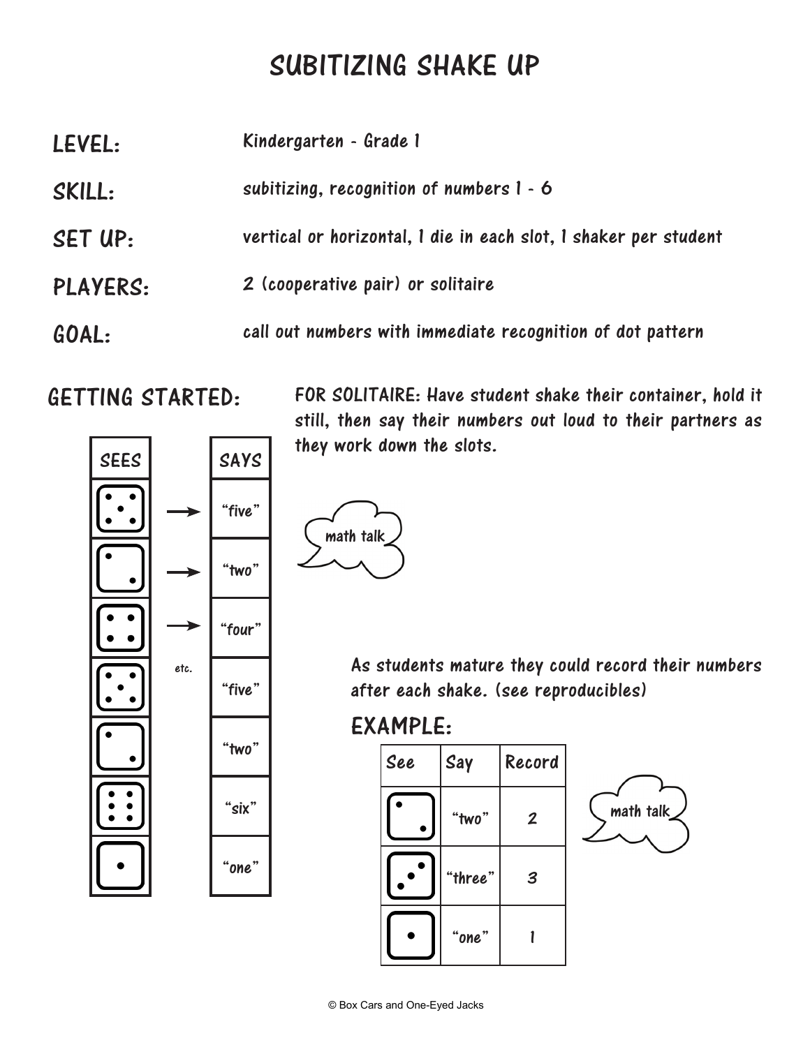# SUBITIZING SHAKE UP

**LEVEL:** Kindergarten - Grade 1

**SKILL:** subitizing, recognition of numbers 1 - 6

**SET UP:** vertical or horizontal, 1 die in each slot, 1 shaker per student

**PLAYERS:** 2 (cooperative pair) or solitaire

**GOAL:** call out numbers with immediate recognition of dot pattern

## GETTING STARTED:

**FOR SOLITAIRE:** Have student shake their container, hold it still, then say their numbers out loud to their partners as they work down the slots.

| SEES | | SAYS |
|---|---|---|
| 5 | → | "five" |
| 2 | → | "two" |
| 4 | → | "four" |
| 5 | etc. | "five" |
| 2 | | "two" |
| 6 | | "six" |
| 1 | | "one" |

math talk

As students mature they could record their numbers after each shake. (see reproducibles)

## EXAMPLE:

| See | Say | Record |
|---|---|---|
| 2 | "two" | 2 |
| 3 | "three" | 3 |
| 1 | "one" | 1 |

math talk

© Box Cars and One-Eyed Jacks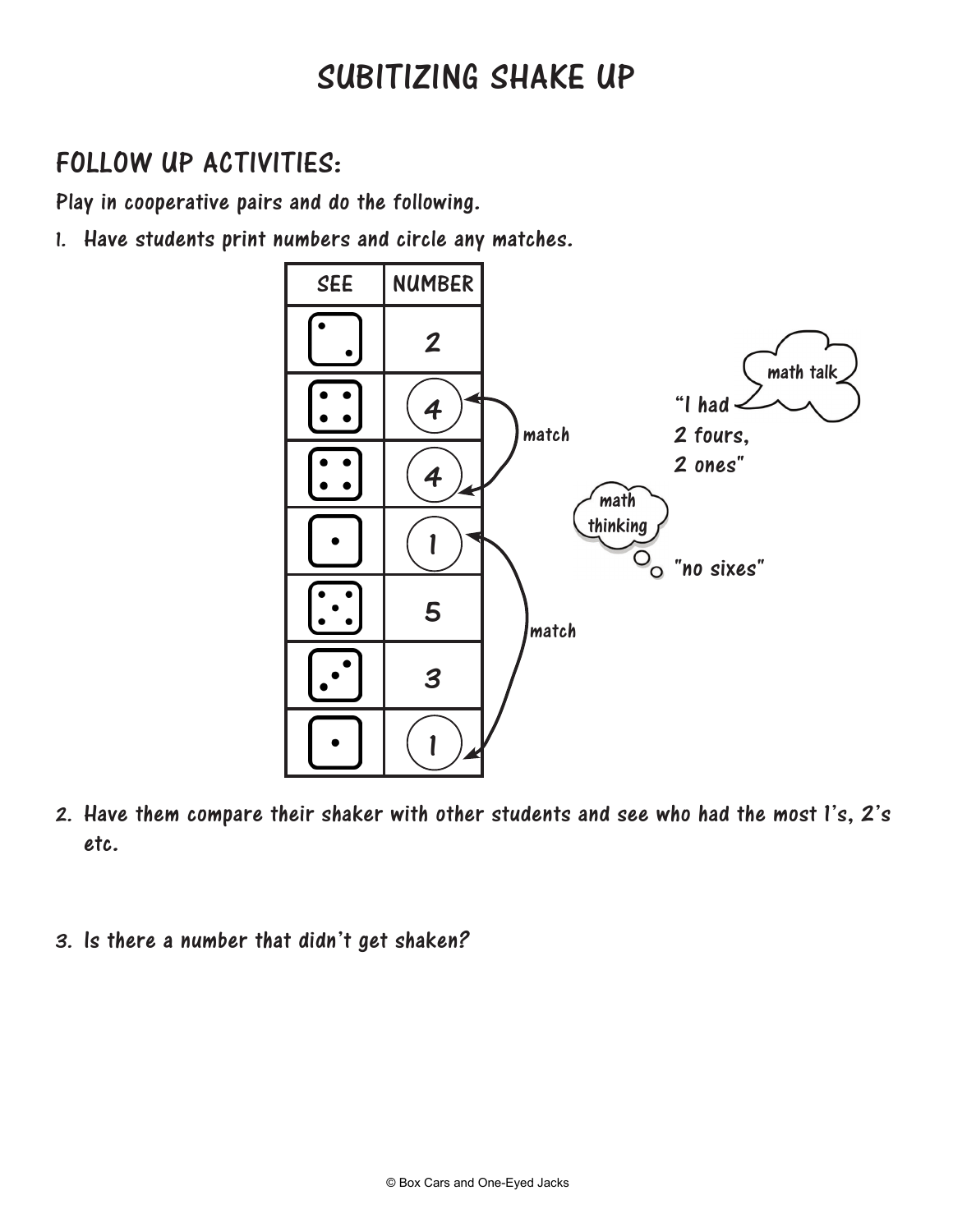# SUBITIZING SHAKE UP

## FOLLOW UP ACTIVITIES:

Play in cooperative pairs and do the following.

1. Have students print numbers and circle any matches.

| SEE | NUMBER |
|---|---|
| ⚁ | 2 |
| ⚃ | (4) |
| ⚃ | (4) |
| ⚀ | (1) |
| ⚄ | 5 |
| ⚂ | 3 |
| ⚀ | (1) |

match

match

math talk: "I had 2 fours, 2 ones"

math thinking: "no sixes"

2. Have them compare their shaker with other students and see who had the most 1's, 2's etc.

3. Is there a number that didn't get shaken?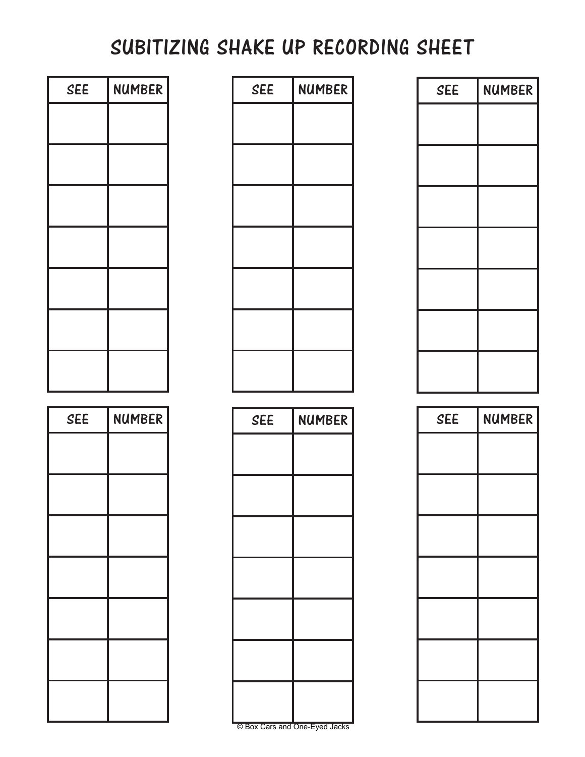# SUBITIZING SHAKE UP RECORDING SHEET

| SEE | NUMBER |
| --- | --- |
| | |
| | |
| | |
| | |
| | |
| | |
| | |

| SEE | NUMBER |
| --- | --- |
| | |
| | |
| | |
| | |
| | |
| | |
| | |

| SEE | NUMBER |
| --- | --- |
| | |
| | |
| | |
| | |
| | |
| | |
| | |

| SEE | NUMBER |
| --- | --- |
| | |
| | |
| | |
| | |
| | |
| | |
| | |

| SEE | NUMBER |
| --- | --- |
| | |
| | |
| | |
| | |
| | |
| | |
| | |

| SEE | NUMBER |
| --- | --- |
| | |
| | |
| | |
| | |
| | |
| | |
| | |

© Box Cars and One-Eyed Jacks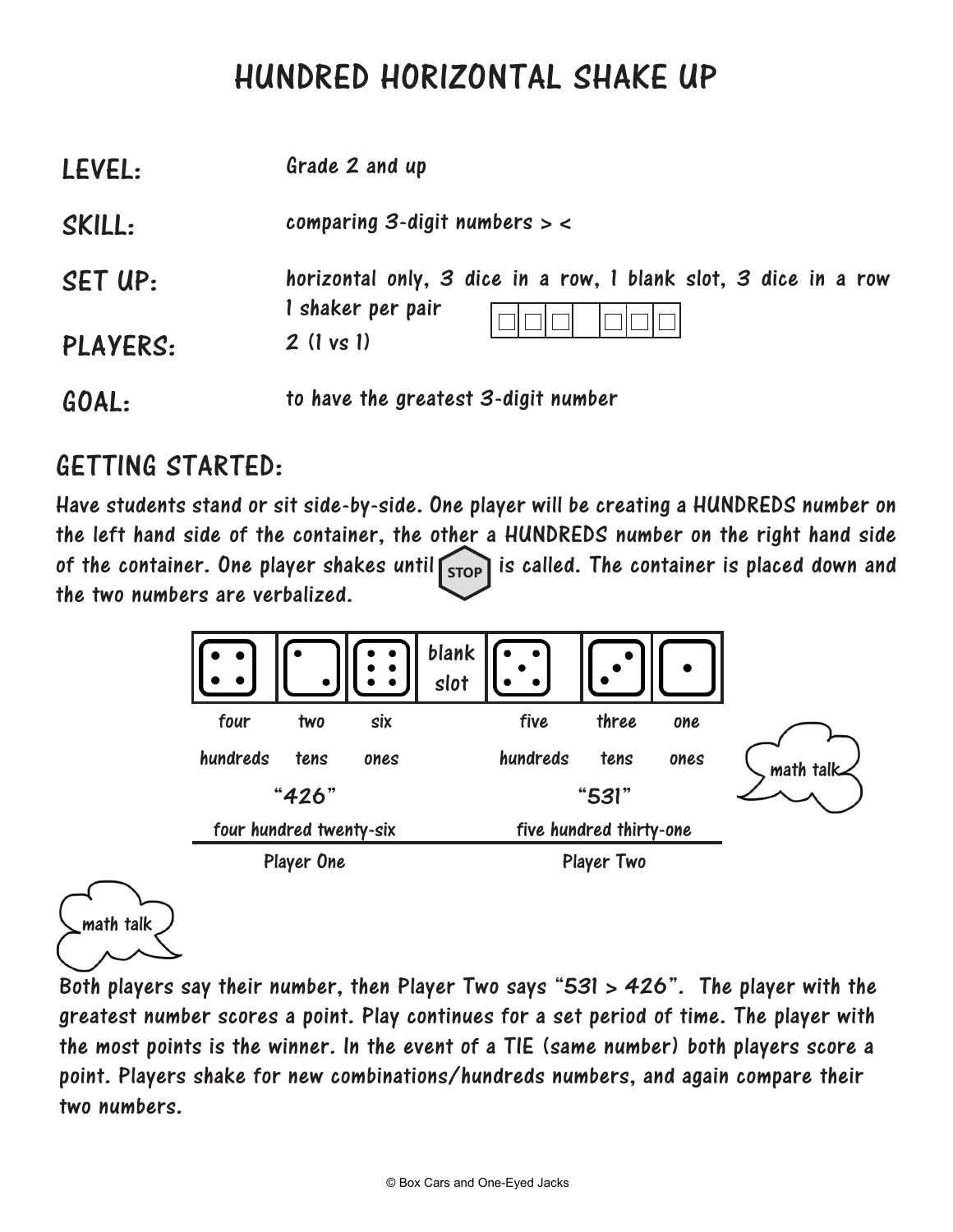# HUNDRED HORIZONTAL SHAKE UP

**LEVEL:** Grade 2 and up

**SKILL:** comparing 3-digit numbers > <

**SET UP:** horizontal only, 3 dice in a row, 1 blank slot, 3 dice in a row
1 shaker per pair

**PLAYERS:** 2 (1 vs 1)

**GOAL:** to have the greatest 3-digit number

## GETTING STARTED:

Have students stand or sit side-by-side. One player will be creating a HUNDREDS number on the left hand side of the container, the other a HUNDREDS number on the right hand side of the container. One player shakes until STOP is called. The container is placed down and the two numbers are verbalized.

| 4 | 2 | 6 | blank slot | 5 | 3 | 1 |
|---|---|---|---|---|---|---|
| four hundreds | two tens | six ones | | five hundreds | three tens | one ones |
| "426" | | | | "531" | | |
| four hundred twenty-six | | | | five hundred thirty-one | | |
| Player One | | | | Player Two | | |

math talk

math talk

Both players say their number, then Player Two says "531 > 426". The player with the greatest number scores a point. Play continues for a set period of time. The player with the most points is the winner. In the event of a TIE (same number) both players score a point. Players shake for new combinations/hundreds numbers, and again compare their two numbers.

© Box Cars and One-Eyed Jacks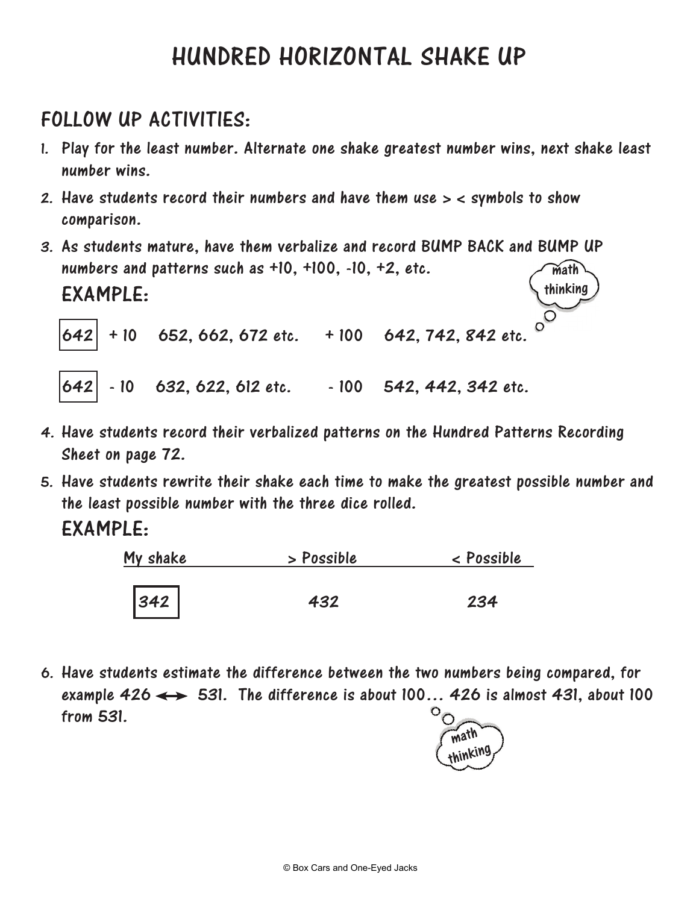# HUNDRED HORIZONTAL SHAKE UP

## FOLLOW UP ACTIVITIES:

1. Play for the least number. Alternate one shake greatest number wins, next shake least number wins.
2. Have students record their numbers and have them use > < symbols to show comparison.
3. As students mature, have them verbalize and record BUMP BACK and BUMP UP numbers and patterns such as +10, +100, -10, +2, etc.

   math thinking

   **EXAMPLE:**

   642 + 10 652, 662, 672 etc. + 100 642, 742, 842 etc.

   642 - 10 632, 622, 612 etc. - 100 542, 442, 342 etc.

4. Have students record their verbalized patterns on the Hundred Patterns Recording Sheet on page 72.
5. Have students rewrite their shake each time to make the greatest possible number and the least possible number with the three dice rolled.

   **EXAMPLE:**

   | My shake | > Possible | < Possible |
   | --- | --- | --- |
   | 342 | 432 | 234 |

6. Have students estimate the difference between the two numbers being compared, for example 426 ↔ 531. The difference is about 100… 426 is almost 431, about 100 from 531.

   math thinking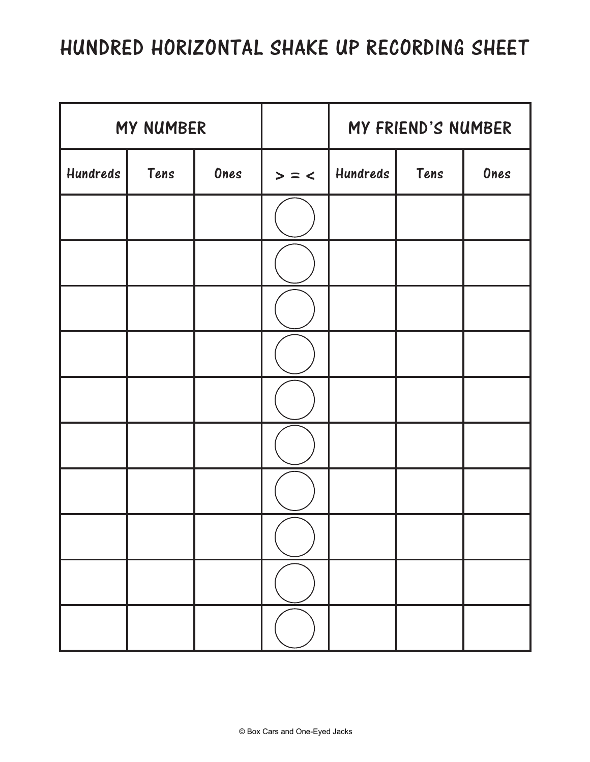# HUNDRED HORIZONTAL SHAKE UP RECORDING SHEET

| MY NUMBER | | | | MY FRIEND'S NUMBER | | |
|---|---|---|---|---|---|---|
| Hundreds | Tens | Ones | > = < | Hundreds | Tens | Ones |
| | | | ○ | | | |
| | | | ○ | | | |
| | | | ○ | | | |
| | | | ○ | | | |
| | | | ○ | | | |
| | | | ○ | | | |
| | | | ○ | | | |
| | | | ○ | | | |
| | | | ○ | | | |
| | | | ○ | | | |

© Box Cars and One-Eyed Jacks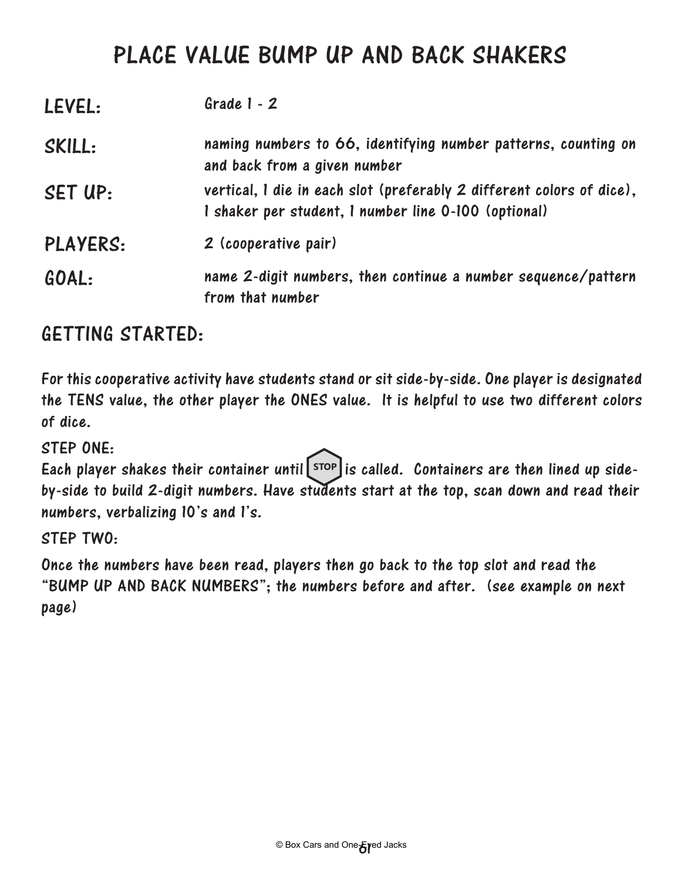# PLACE VALUE BUMP UP AND BACK SHAKERS

**LEVEL:** Grade 1 - 2

**SKILL:** naming numbers to 66, identifying number patterns, counting on and back from a given number

**SET UP:** vertical, 1 die in each slot (preferably 2 different colors of dice), 1 shaker per student, 1 number line 0-100 (optional)

**PLAYERS:** 2 (cooperative pair)

**GOAL:** name 2-digit numbers, then continue a number sequence/pattern from that number

## GETTING STARTED:

For this cooperative activity have students stand or sit side-by-side. One player is designated the TENS value, the other player the ONES value. It is helpful to use two different colors of dice.

**STEP ONE:**

Each player shakes their container until STOP is called. Containers are then lined up side-by-side to build 2-digit numbers. Have students start at the top, scan down and read their numbers, verbalizing 10's and 1's.

**STEP TWO:**

Once the numbers have been read, players then go back to the top slot and read the "BUMP UP AND BACK NUMBERS"; the numbers before and after. (see example on next page)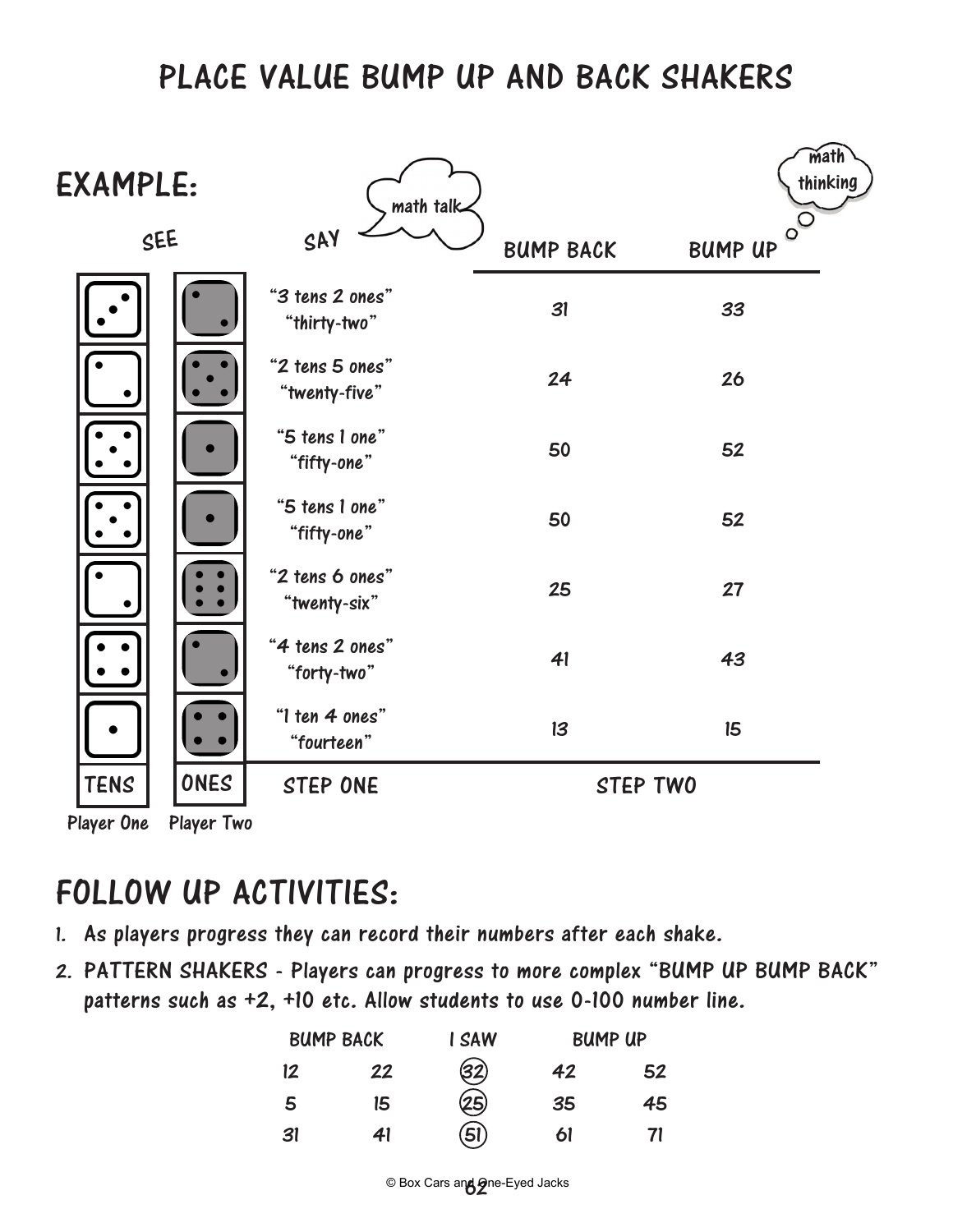# PLACE VALUE BUMP UP AND BACK SHAKERS

## EXAMPLE:

| SEE (TENS – Player One) | SEE (ONES – Player Two) | SAY (math talk) – STEP ONE | BUMP BACK – STEP TWO | BUMP UP – STEP TWO (math thinking) |
|---|---|---|---|---|
| 3 | 2 | "3 tens 2 ones" "thirty-two" | 31 | 33 |
| 2 | 5 | "2 tens 5 ones" "twenty-five" | 24 | 26 |
| 5 | 1 | "5 tens 1 one" "fifty-one" | 50 | 52 |
| 5 | 1 | "5 tens 1 one" "fifty-one" | 50 | 52 |
| 2 | 6 | "2 tens 6 ones" "twenty-six" | 25 | 27 |
| 4 | 2 | "4 tens 2 ones" "forty-two" | 41 | 43 |
| 1 | 4 | "1 ten 4 ones" "fourteen" | 13 | 15 |

## FOLLOW UP ACTIVITIES:

1. As players progress they can record their numbers after each shake.
2. PATTERN SHAKERS - Players can progress to more complex "BUMP UP BUMP BACK" patterns such as +2, +10 etc. Allow students to use 0-100 number line.

| BUMP BACK | | I SAW | BUMP UP | |
|---|---|---|---|---|
| 12 | 22 | (32) | 42 | 52 |
| 5 | 15 | (25) | 35 | 45 |
| 31 | 41 | (51) | 61 | 71 |

© Box Cars and One-Eyed Jacks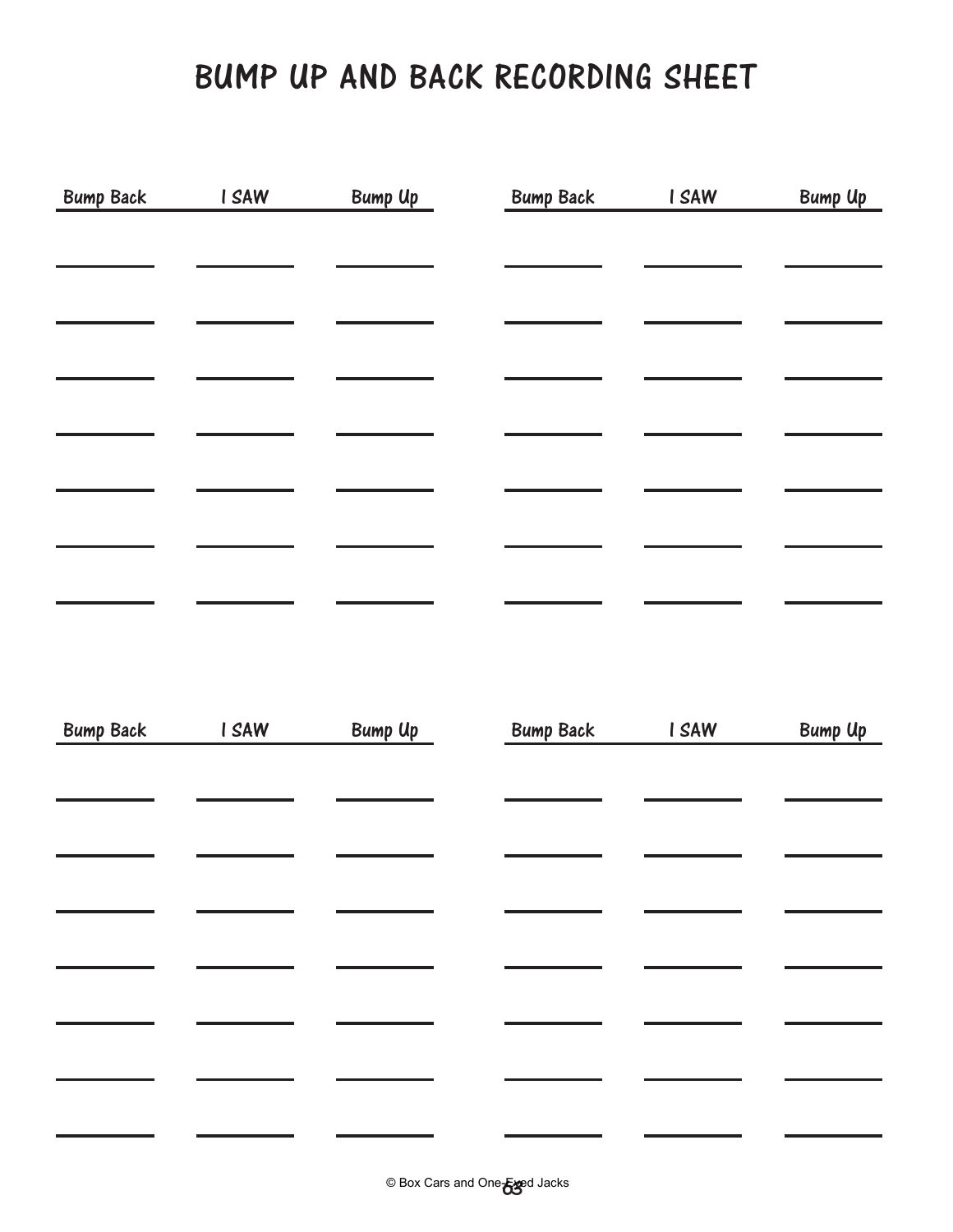# BUMP UP AND BACK RECORDING SHEET

| Bump Back | I SAW | Bump Up |
|---|---|---|
| | | |
| | | |
| | | |
| | | |
| | | |
| | | |
| | | |

| Bump Back | I SAW | Bump Up |
|---|---|---|
| | | |
| | | |
| | | |
| | | |
| | | |
| | | |
| | | |

| Bump Back | I SAW | Bump Up |
|---|---|---|
| | | |
| | | |
| | | |
| | | |
| | | |
| | | |
| | | |

| Bump Back | I SAW | Bump Up |
|---|---|---|
| | | |
| | | |
| | | |
| | | |
| | | |
| | | |
| | | |

© Box Cars and One-Eyed Jacks